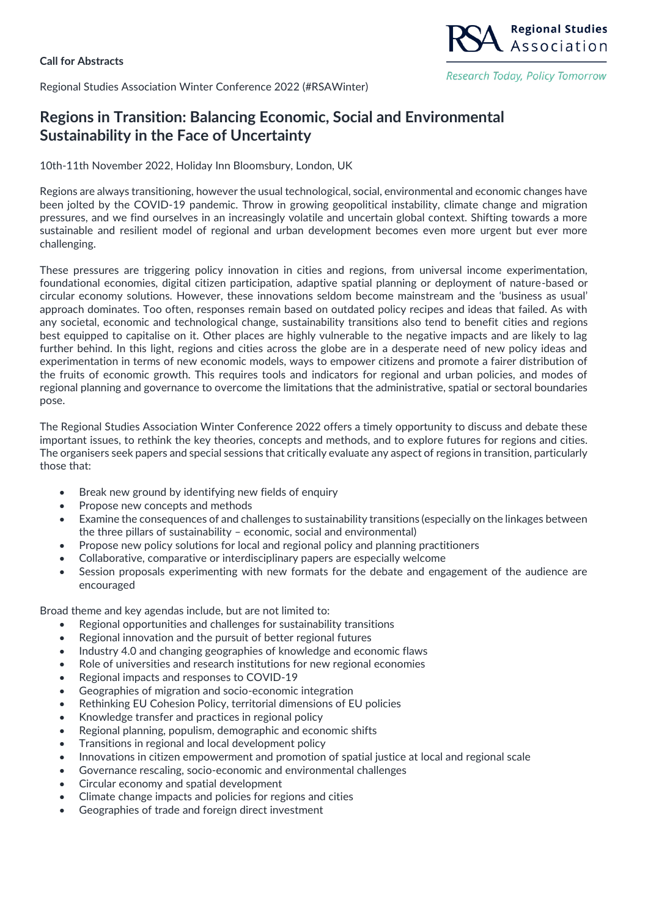**Call for Abstracts**

Regional Studies Association Winter Conference 2022 (#RSAWinter)

Regional Studies Association

Research Today, Policy Tomorrow

# Regions in Transition: Balancing Economic, Social and Environmental Sustainability in the Face of Uncertainty

10th-11th November 2022, Holiday Inn Bloomsbury, London, UK

Regions are always transitioning, however the usual technological, social, environmental and economic changes have been jolted by the COVID-19 pandemic. Throw in growing geopolitical instability, climate change and migration pressures, and we find ourselves in an increasingly volatile and uncertain global context. Shifting towards a more sustainable and resilient model of regional and urban development becomes even more urgent but ever more challenging.

These pressures are triggering policy innovation in cities and regions, from universal income experimentation, foundational economies, digital citizen participation, adaptive spatial planning or deployment of nature-based or circular economy solutions. However, these innovations seldom become mainstream and the 'business as usual' approach dominates. Too often, responses remain based on outdated policy recipes and ideas that failed. As with any societal, economic and technological change, sustainability transitions also tend to benefit cities and regions best equipped to capitalise on it. Other places are highly vulnerable to the negative impacts and are likely to lag further behind. In this light, regions and cities across the globe are in a desperate need of new policy ideas and experimentation in terms of new economic models, ways to empower citizens and promote a fairer distribution of the fruits of economic growth. This requires tools and indicators for regional and urban policies, and modes of regional planning and governance to overcome the limitations that the administrative, spatial or sectoral boundaries pose.

The Regional Studies Association Winter Conference 2022 offers a timely opportunity to discuss and debate these important issues, to rethink the key theories, concepts and methods, and to explore futures for regions and cities. The organisers seek papers and special sessions that critically evaluate any aspect of regions in transition, particularly those that:

- Break new ground by identifying new fields of enquiry
- Propose new concepts and methods
- Examine the consequences of and challenges to sustainability transitions (especially on the linkages between the three pillars of sustainability – economic, social and environmental)
- Propose new policy solutions for local and regional policy and planning practitioners
- Collaborative, comparative or interdisciplinary papers are especially welcome
- Session proposals experimenting with new formats for the debate and engagement of the audience are encouraged

Broad theme and key agendas include, but are not limited to:

- Regional opportunities and challenges for sustainability transitions
- Regional innovation and the pursuit of better regional futures
- Industry 4.0 and changing geographies of knowledge and economic flaws
- Role of universities and research institutions for new regional economies
- Regional impacts and responses to COVID-19
- Geographies of migration and socio-economic integration
- Rethinking EU Cohesion Policy, territorial dimensions of EU policies
- Knowledge transfer and practices in regional policy
- Regional planning, populism, demographic and economic shifts
- Transitions in regional and local development policy
- Innovations in citizen empowerment and promotion of spatial justice at local and regional scale
- Governance rescaling, socio-economic and environmental challenges
- Circular economy and spatial development
- Climate change impacts and policies for regions and cities
- Geographies of trade and foreign direct investment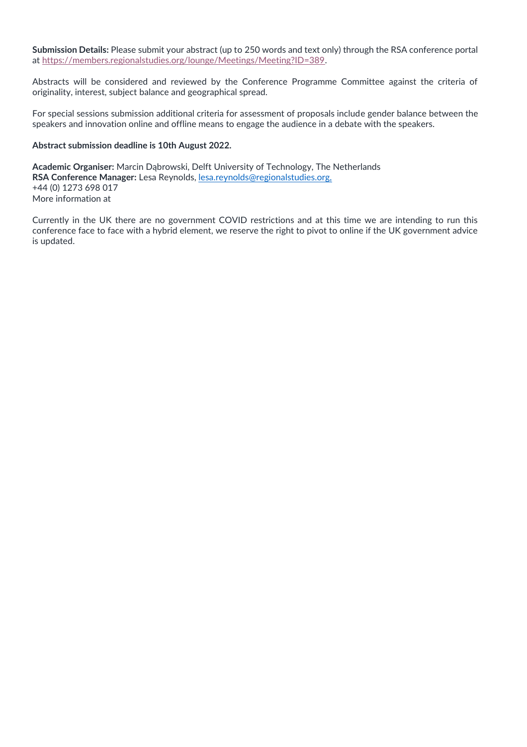**Submission Details:** Please submit your abstract (up to 250 words and text only) through the RSA conference portal at [https://members.regionalstudies.org/lounge/Meetings/Meeting?ID=389](https://members.regionalstudies.org/lounge/Meetings/Meeting?ID=389).

Abstracts will be considered and reviewed by the Conference Programme Committee against the criteria of originality, interest, subject balance and geographical spread.

For special sessions submission additional criteria for assessment of proposals include gender balance between the speakers and innovation online and offline means to engage the audience in a debate with the speakers.

**Abstract submission deadline is 10th August 2022.**

**Academic Organiser:** Marcin Dąbrowski, Delft University of Technology, The Netherlands
**RSA Conference Manager:** Lesa Reynolds, [lesa.reynolds@regionalstudies.org,](mailto:lesa.reynolds@regionalstudies.org)
+44 (0) 1273 698 017
More information at

Currently in the UK there are no government COVID restrictions and at this time we are intending to run this conference face to face with a hybrid element, we reserve the right to pivot to online if the UK government advice is updated.